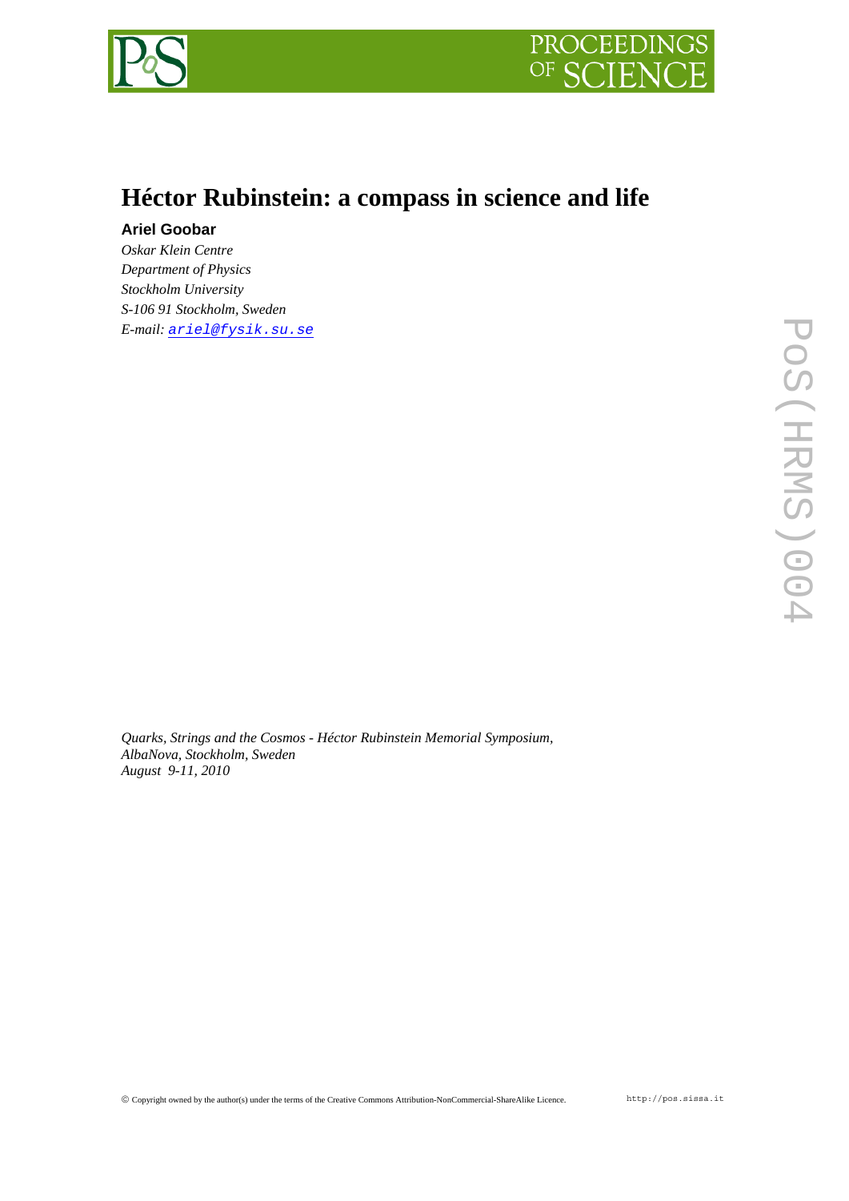# Héctor Rubinstein: a compass in science and life

**Ariel Goobar**

*Oskar Klein Centre*
*Department of Physics*
*Stockholm University*
*S-106 91 Stockholm, Sweden*
*E-mail:* ariel@fysik.su.se

*Quarks, Strings and the Cosmos - Héctor Rubinstein Memorial Symposium,*
*AlbaNova, Stockholm, Sweden*
*August 9-11, 2010*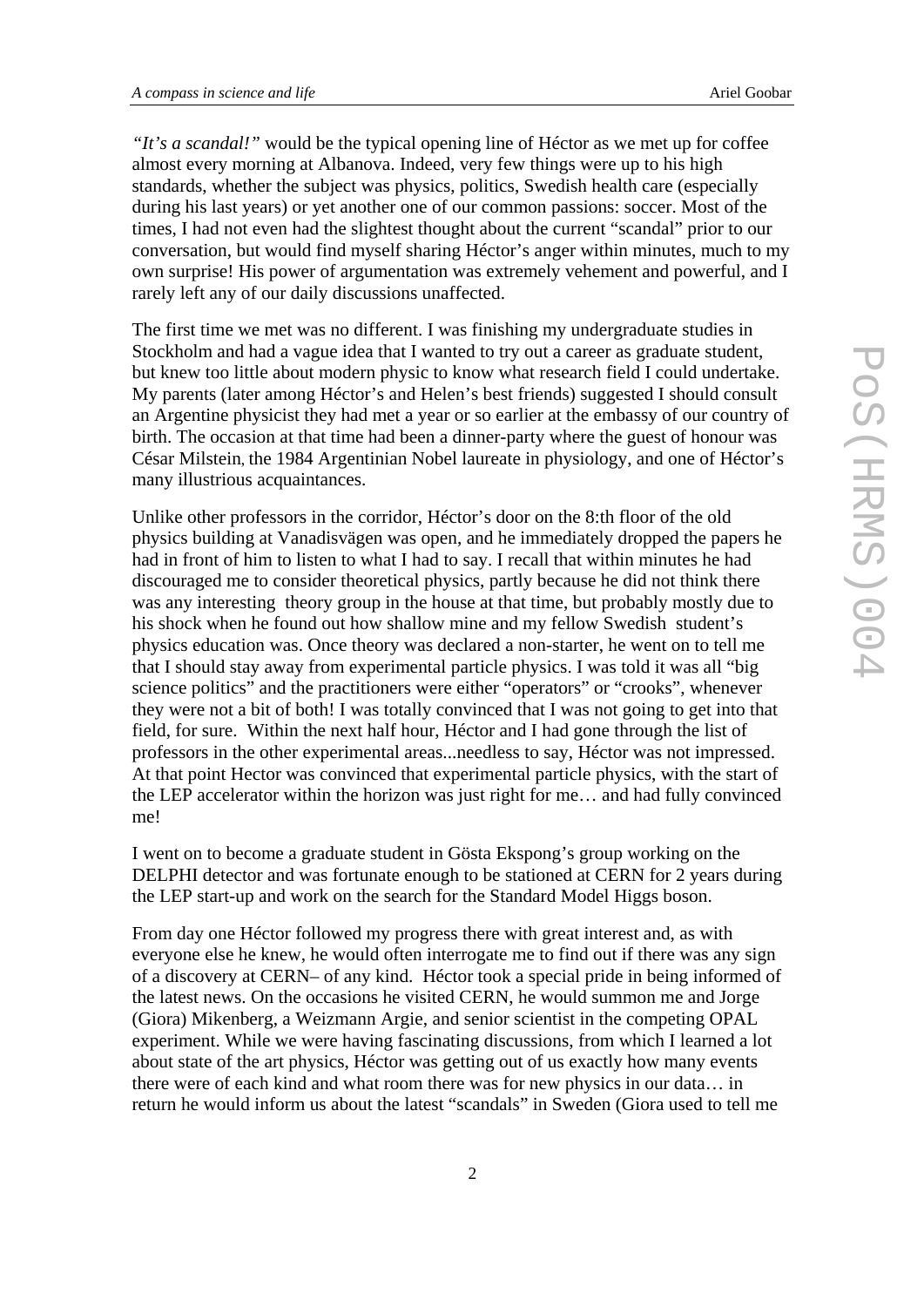*"It's a scandal!"* would be the typical opening line of Héctor as we met up for coffee almost every morning at Albanova. Indeed, very few things were up to his high standards, whether the subject was physics, politics, Swedish health care (especially during his last years) or yet another one of our common passions: soccer. Most of the times, I had not even had the slightest thought about the current "scandal" prior to our conversation, but would find myself sharing Héctor's anger within minutes, much to my own surprise! His power of argumentation was extremely vehement and powerful, and I rarely left any of our daily discussions unaffected.

The first time we met was no different. I was finishing my undergraduate studies in Stockholm and had a vague idea that I wanted to try out a career as graduate student, but knew too little about modern physic to know what research field I could undertake. My parents (later among Héctor's and Helen's best friends) suggested I should consult an Argentine physicist they had met a year or so earlier at the embassy of our country of birth. The occasion at that time had been a dinner-party where the guest of honour was César Milstein, the 1984 Argentinian Nobel laureate in physiology, and one of Héctor's many illustrious acquaintances.

Unlike other professors in the corridor, Héctor's door on the 8:th floor of the old physics building at Vanadisvägen was open, and he immediately dropped the papers he had in front of him to listen to what I had to say. I recall that within minutes he had discouraged me to consider theoretical physics, partly because he did not think there was any interesting theory group in the house at that time, but probably mostly due to his shock when he found out how shallow mine and my fellow Swedish student's physics education was. Once theory was declared a non-starter, he went on to tell me that I should stay away from experimental particle physics. I was told it was all "big science politics" and the practitioners were either "operators" or "crooks", whenever they were not a bit of both! I was totally convinced that I was not going to get into that field, for sure. Within the next half hour, Héctor and I had gone through the list of professors in the other experimental areas...needless to say, Héctor was not impressed. At that point Hector was convinced that experimental particle physics, with the start of the LEP accelerator within the horizon was just right for me… and had fully convinced me!

I went on to become a graduate student in Gösta Ekspong's group working on the DELPHI detector and was fortunate enough to be stationed at CERN for 2 years during the LEP start-up and work on the search for the Standard Model Higgs boson.

From day one Héctor followed my progress there with great interest and, as with everyone else he knew, he would often interrogate me to find out if there was any sign of a discovery at CERN– of any kind. Héctor took a special pride in being informed of the latest news. On the occasions he visited CERN, he would summon me and Jorge (Giora) Mikenberg, a Weizmann Argie, and senior scientist in the competing OPAL experiment. While we were having fascinating discussions, from which I learned a lot about state of the art physics, Héctor was getting out of us exactly how many events there were of each kind and what room there was for new physics in our data… in return he would inform us about the latest "scandals" in Sweden (Giora used to tell me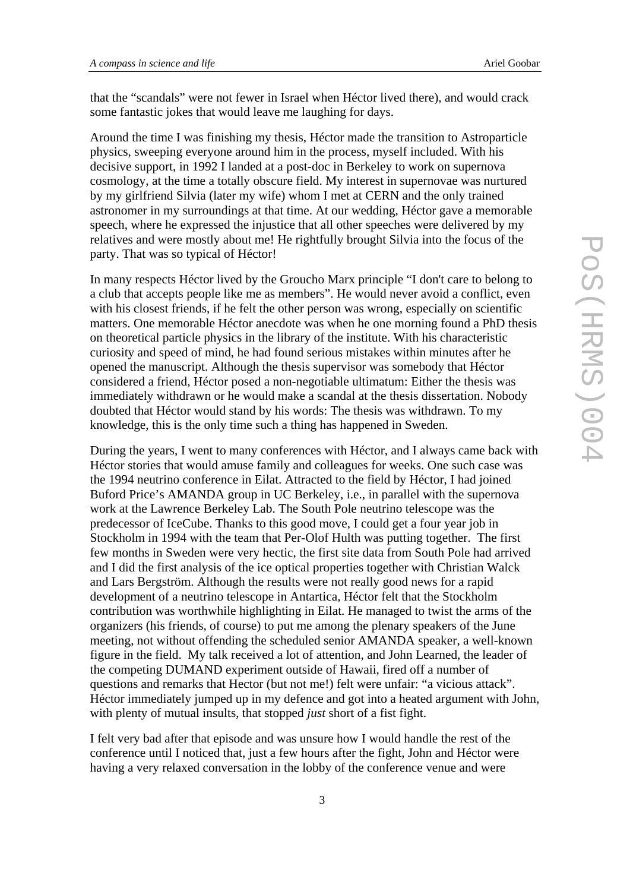that the "scandals" were not fewer in Israel when Héctor lived there), and would crack some fantastic jokes that would leave me laughing for days.

Around the time I was finishing my thesis, Héctor made the transition to Astroparticle physics, sweeping everyone around him in the process, myself included. With his decisive support, in 1992 I landed at a post-doc in Berkeley to work on supernova cosmology, at the time a totally obscure field. My interest in supernovae was nurtured by my girlfriend Silvia (later my wife) whom I met at CERN and the only trained astronomer in my surroundings at that time. At our wedding, Héctor gave a memorable speech, where he expressed the injustice that all other speeches were delivered by my relatives and were mostly about me! He rightfully brought Silvia into the focus of the party. That was so typical of Héctor!

In many respects Héctor lived by the Groucho Marx principle "I don't care to belong to a club that accepts people like me as members". He would never avoid a conflict, even with his closest friends, if he felt the other person was wrong, especially on scientific matters. One memorable Héctor anecdote was when he one morning found a PhD thesis on theoretical particle physics in the library of the institute. With his characteristic curiosity and speed of mind, he had found serious mistakes within minutes after he opened the manuscript. Although the thesis supervisor was somebody that Héctor considered a friend, Héctor posed a non-negotiable ultimatum: Either the thesis was immediately withdrawn or he would make a scandal at the thesis dissertation. Nobody doubted that Héctor would stand by his words: The thesis was withdrawn. To my knowledge, this is the only time such a thing has happened in Sweden.

During the years, I went to many conferences with Héctor, and I always came back with Héctor stories that would amuse family and colleagues for weeks. One such case was the 1994 neutrino conference in Eilat. Attracted to the field by Héctor, I had joined Buford Price's AMANDA group in UC Berkeley, i.e., in parallel with the supernova work at the Lawrence Berkeley Lab. The South Pole neutrino telescope was the predecessor of IceCube. Thanks to this good move, I could get a four year job in Stockholm in 1994 with the team that Per-Olof Hulth was putting together. The first few months in Sweden were very hectic, the first site data from South Pole had arrived and I did the first analysis of the ice optical properties together with Christian Walck and Lars Bergström. Although the results were not really good news for a rapid development of a neutrino telescope in Antartica, Héctor felt that the Stockholm contribution was worthwhile highlighting in Eilat. He managed to twist the arms of the organizers (his friends, of course) to put me among the plenary speakers of the June meeting, not without offending the scheduled senior AMANDA speaker, a well-known figure in the field. My talk received a lot of attention, and John Learned, the leader of the competing DUMAND experiment outside of Hawaii, fired off a number of questions and remarks that Hector (but not me!) felt were unfair: "a vicious attack". Héctor immediately jumped up in my defence and got into a heated argument with John, with plenty of mutual insults, that stopped *just* short of a fist fight.

I felt very bad after that episode and was unsure how I would handle the rest of the conference until I noticed that, just a few hours after the fight, John and Héctor were having a very relaxed conversation in the lobby of the conference venue and were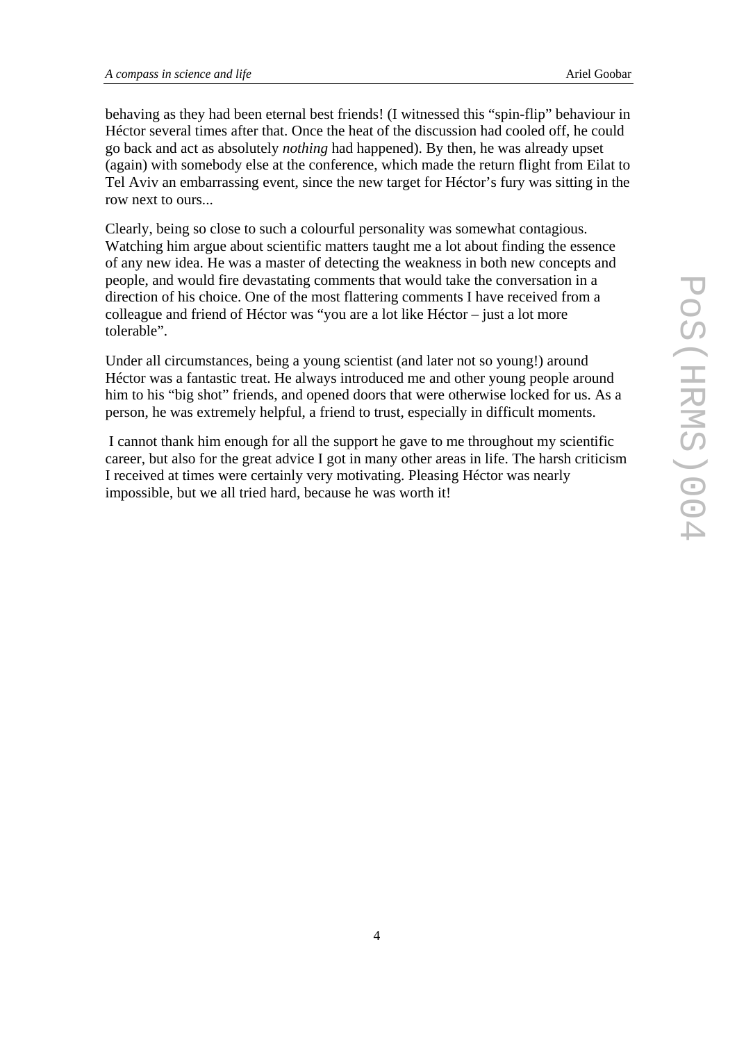behaving as they had been eternal best friends! (I witnessed this "spin-flip" behaviour in Héctor several times after that. Once the heat of the discussion had cooled off, he could go back and act as absolutely *nothing* had happened). By then, he was already upset (again) with somebody else at the conference, which made the return flight from Eilat to Tel Aviv an embarrassing event, since the new target for Héctor's fury was sitting in the row next to ours...

Clearly, being so close to such a colourful personality was somewhat contagious. Watching him argue about scientific matters taught me a lot about finding the essence of any new idea. He was a master of detecting the weakness in both new concepts and people, and would fire devastating comments that would take the conversation in a direction of his choice. One of the most flattering comments I have received from a colleague and friend of Héctor was "you are a lot like Héctor – just a lot more tolerable".

Under all circumstances, being a young scientist (and later not so young!) around Héctor was a fantastic treat. He always introduced me and other young people around him to his "big shot" friends, and opened doors that were otherwise locked for us. As a person, he was extremely helpful, a friend to trust, especially in difficult moments.

I cannot thank him enough for all the support he gave to me throughout my scientific career, but also for the great advice I got in many other areas in life. The harsh criticism I received at times were certainly very motivating. Pleasing Héctor was nearly impossible, but we all tried hard, because he was worth it!